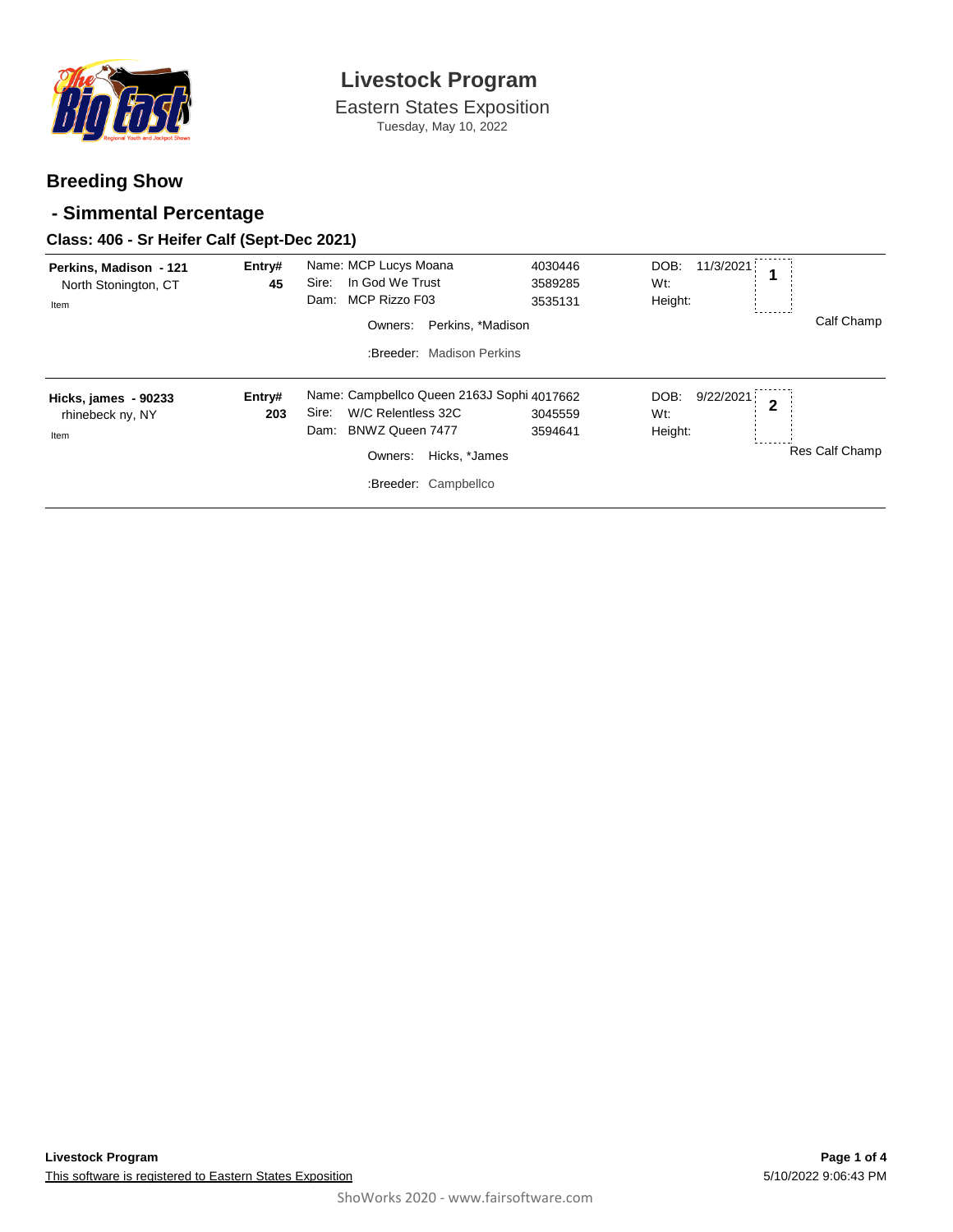# Livestock Program

Eastern States Exposition

Tuesday, May 10, 2022

## Breeding Show

## - Simmental Percentage

### Class: 406 - Sr Heifer Calf (Sept-Dec 2021)

| Exhibitor | Entry# | Animal | Reg# | Details | Place | Award |
|---|---|---|---|---|---|---|
| **Perkins, Madison - 121**<br>North Stonington, CT<br>Item | **Entry# 45** | Name: MCP Lucys Moana<br>Sire: In God We Trust<br>Dam: MCP Rizzo F03<br>Owners: Perkins, *Madison<br>:Breeder: Madison Perkins | 4030446<br>3589285<br>3535131 | DOB: 11/3/2021<br>Wt:<br>Height: | 1 | Calf Champ |
| **Hicks, james - 90233**<br>rhinebeck ny, NY<br>Item | **Entry# 203** | Name: Campbellco Queen 2163J Sophi<br>Sire: W/C Relentless 32C<br>Dam: BNWZ Queen 7477<br>Owners: Hicks, *James<br>:Breeder: Campbellco | 4017662<br>3045559<br>3594641 | DOB: 9/22/2021<br>Wt:<br>Height: | 2 | Res Calf Champ |

**Livestock Program**

This software is registered to Eastern States Exposition

5/10/2022 9:06:43 PM

ShoWorks 2020 - www.fairsoftware.com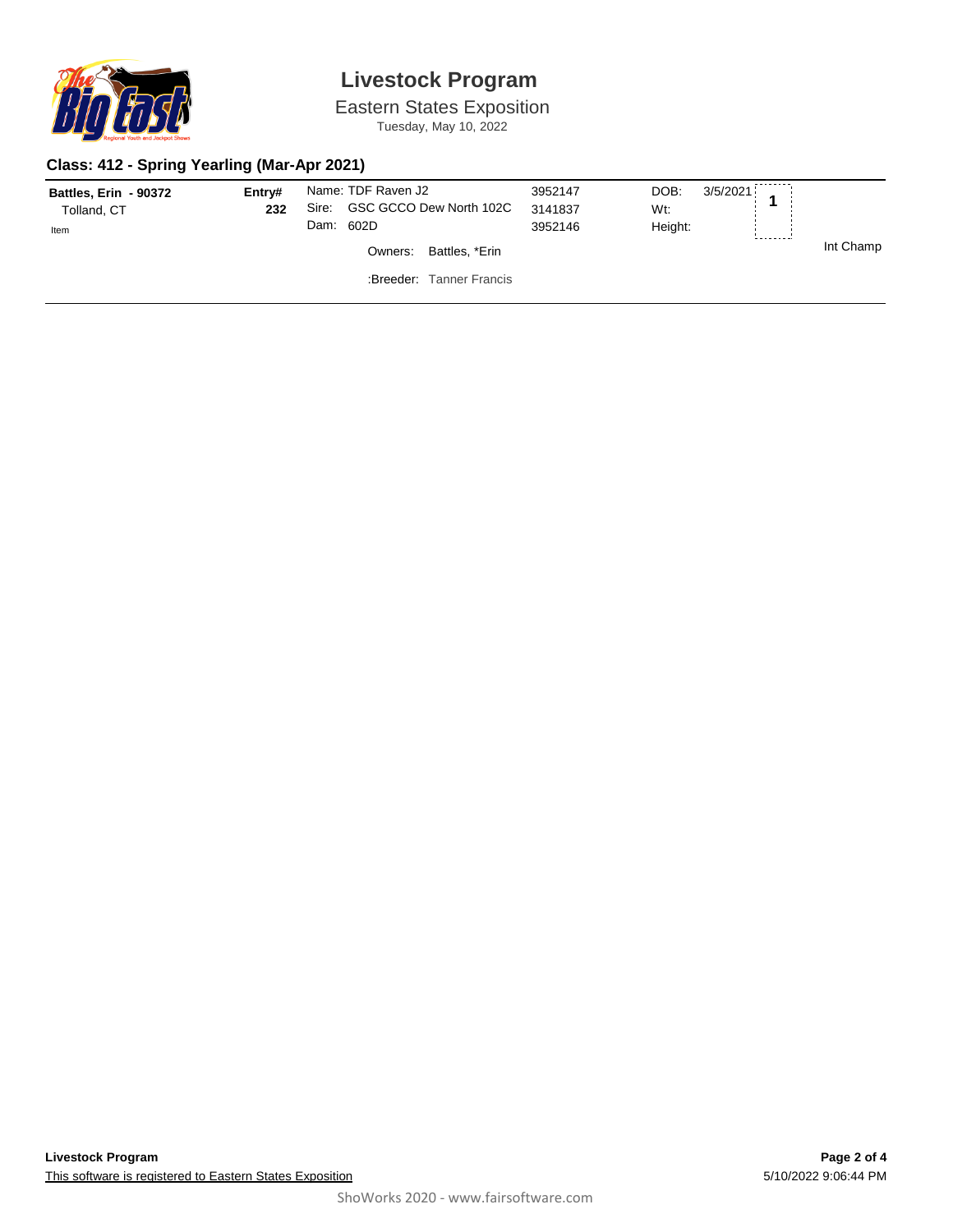# Livestock Program

Eastern States Exposition

Tuesday, May 10, 2022

## Class: 412 - Spring Yearling (Mar-Apr 2021)

| Exhibitor | Entry# | Animal | Reg. # | | | Place | Award |
|---|---|---|---|---|---|---|---|
| **Battles, Erin - 90372** | **232** | Name: TDF Raven J2 | 3952147 | DOB: | 3/5/2021 | **1** | |
| Tolland, CT | | Sire: GSC GCCO Dew North 102C | 3141837 | Wt: | | | |
| Item | | Dam: 602D | 3952146 | Height: | | | |
| | | Owners: Battles, *Erin | | | | | Int Champ |
| | | :Breeder: Tanner Francis | | | | | |

**Livestock Program**

This software is registered to Eastern States Exposition

5/10/2022 9:06:44 PM

ShoWorks 2020 - www.fairsoftware.com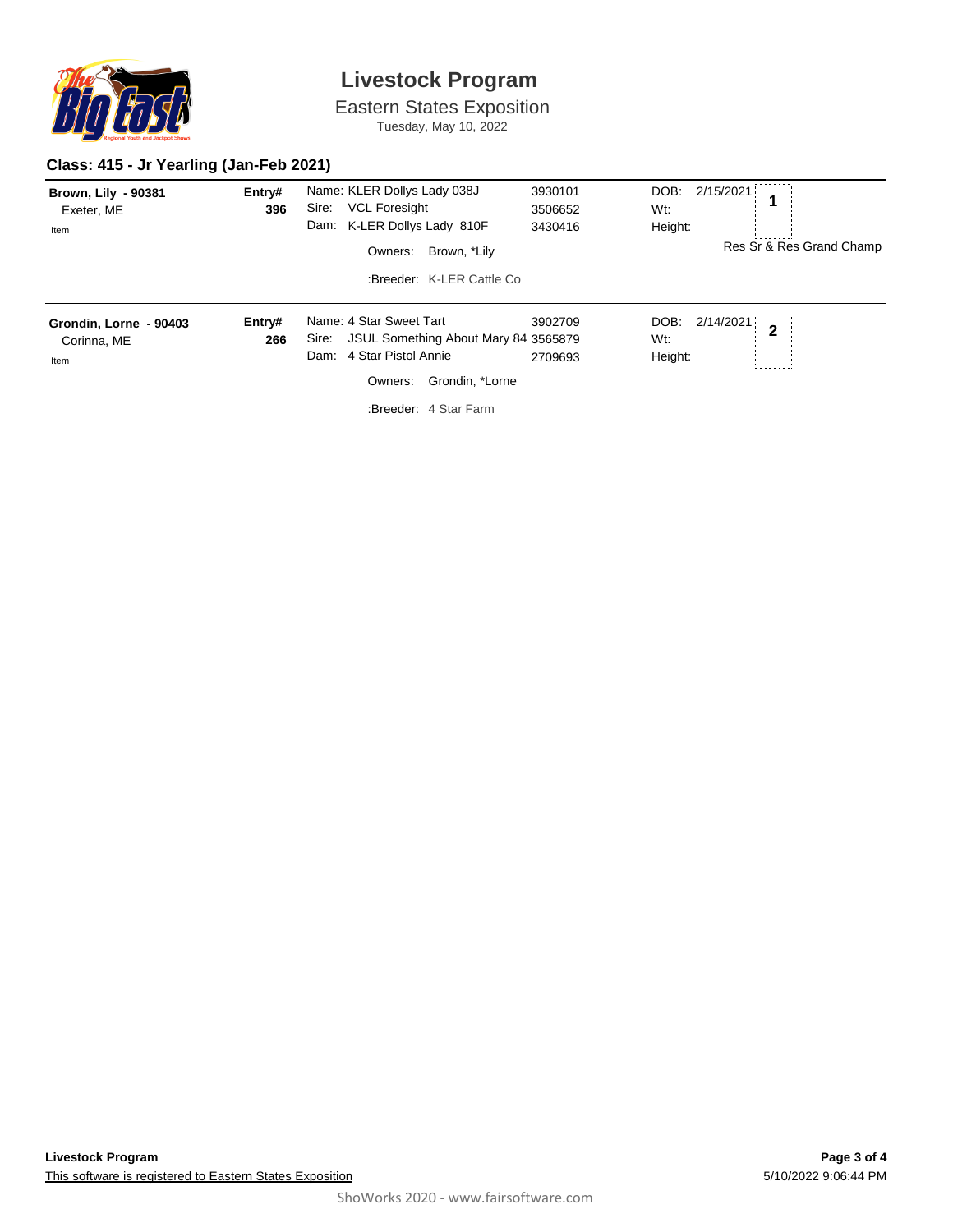# Livestock Program

Eastern States Exposition

Tuesday, May 10, 2022

## Class: 415 - Jr Yearling (Jan-Feb 2021)

**Brown, Lily - 90381**
Exeter, ME
Item

**Entry# 396**

Name: KLER Dollys Lady 038J — 3930101
Sire: VCL Foresight — 3506652
Dam: K-LER Dollys Lady 810F — 3430416

Owners: Brown, *Lily

:Breeder: K-LER Cattle Co

DOB: 2/15/2021
Wt:
Height:

**1**

Res Sr & Res Grand Champ

---

**Grondin, Lorne - 90403**
Corinna, ME
Item

**Entry# 266**

Name: 4 Star Sweet Tart — 3902709
Sire: JSUL Something About Mary 84 — 3565879
Dam: 4 Star Pistol Annie — 2709693

Owners: Grondin, *Lorne

:Breeder: 4 Star Farm

DOB: 2/14/2021
Wt:
Height:

**2**

---

**Livestock Program**

This software is registered to Eastern States Exposition

5/10/2022 9:06:44 PM

ShoWorks 2020 - www.fairsoftware.com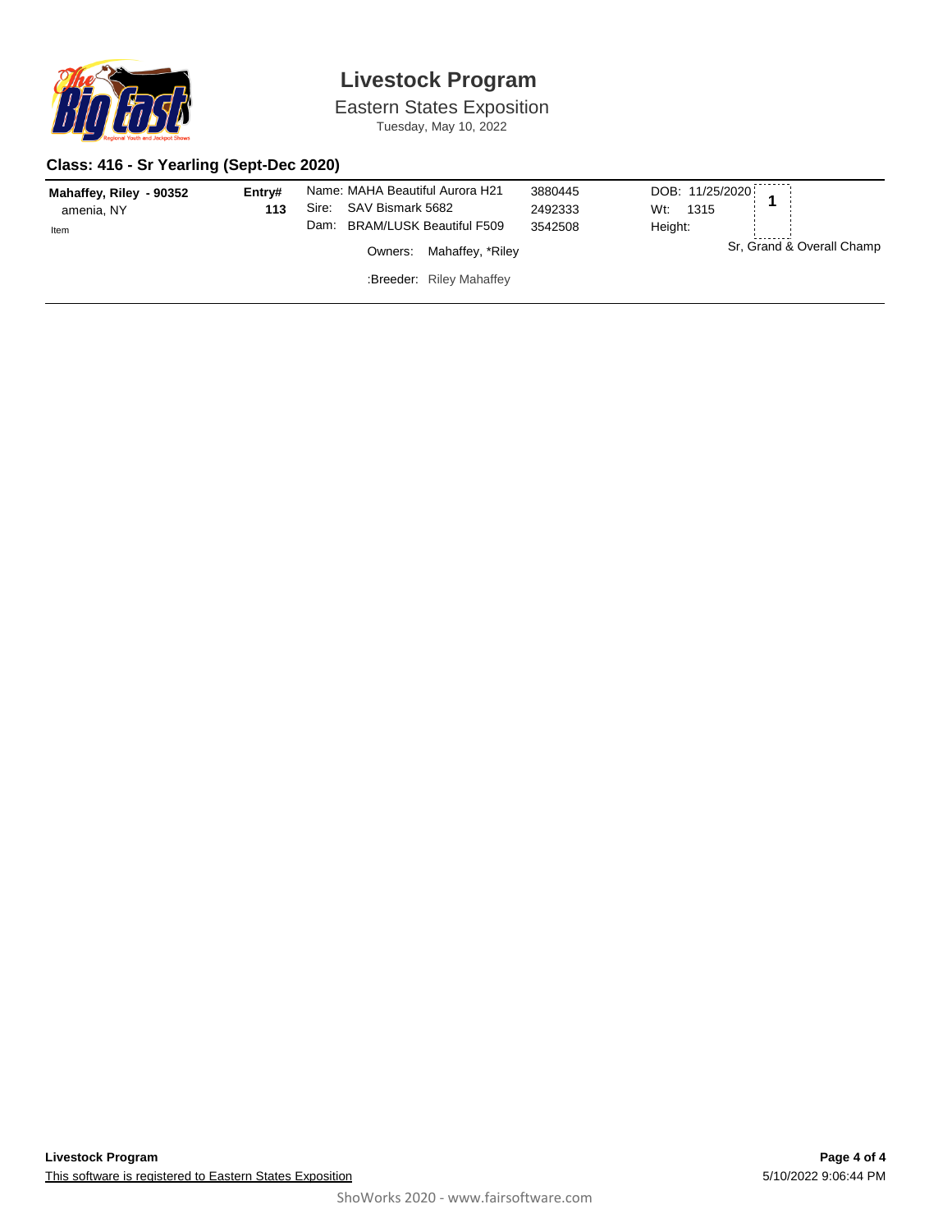# Livestock Program

Eastern States Exposition

Tuesday, May 10, 2022

## Class: 416 - Sr Yearling (Sept-Dec 2020)

| | | | | | |
|---|---|---|---|---|---|
| **Mahaffey, Riley - 90352**<br>amenia, NY<br>Item | **Entry#**<br>**113** | Name: MAHA Beautiful Aurora H21<br>Sire: SAV Bismark 5682<br>Dam: BRAM/LUSK Beautiful F509<br>Owners: Mahaffey, *Riley<br>:Breeder: Riley Mahaffey | 3880445<br>2492333<br>3542508 | DOB: 11/25/2020<br>Wt: 1315<br>Height: | **1**<br>Sr, Grand & Overall Champ |

**Livestock Program**

This software is registered to Eastern States Exposition

5/10/2022 9:06:44 PM

ShoWorks 2020 - www.fairsoftware.com